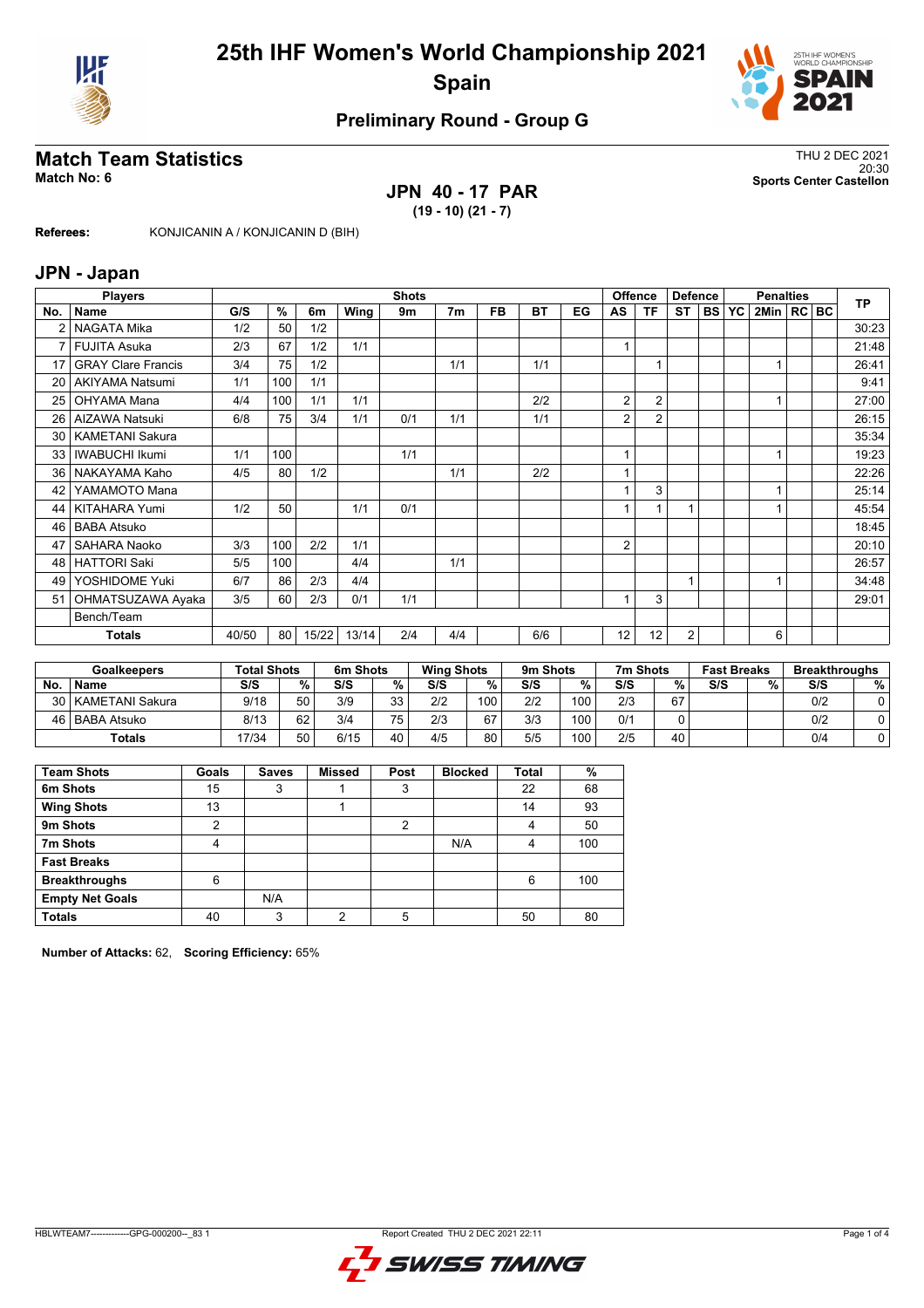# 25th IHF Women's World Championship 2021

## Spain

### Preliminary Round - Group G

## Match Team Statistics

**Match No: 6**

THU 2 DEC 2021
20:30
**Sports Center Castellon**

**JPN 40 - 17 PAR**
**(19 - 10) (21 - 7)**

**Referees:** KONJICANIN A / KONJICANIN D (BIH)

## JPN - Japan

| Players | | Shots | | | | | | | | | Offence | | Defence | | | Penalties | | | TP |
|---|---|---|---|---|---|---|---|---|---|---|---|---|---|---|---|---|---|---|---|
| No. | Name | G/S | % | 6m | Wing | 9m | 7m | FB | BT | EG | AS | TF | ST | BS | YC | 2Min | RC | BC | |
| 2 | NAGATA Mika | 1/2 | 50 | 1/2 | | | | | | | | | | | | | | | 30:23 |
| 7 | FUJITA Asuka | 2/3 | 67 | 1/2 | 1/1 | | | | | | 1 | | | | | | | | 21:48 |
| 17 | GRAY Clare Francis | 3/4 | 75 | 1/2 | | | 1/1 | | 1/1 | | | 1 | | | | 1 | | | 26:41 |
| 20 | AKIYAMA Natsumi | 1/1 | 100 | 1/1 | | | | | | | | | | | | | | | 9:41 |
| 25 | OHYAMA Mana | 4/4 | 100 | 1/1 | 1/1 | | | | 2/2 | | 2 | 2 | | | | 1 | | | 27:00 |
| 26 | AIZAWA Natsuki | 6/8 | 75 | 3/4 | 1/1 | 0/1 | 1/1 | | 1/1 | | 2 | 2 | | | | | | | 26:15 |
| 30 | KAMETANI Sakura | | | | | | | | | | | | | | | | | | 35:34 |
| 33 | IWABUCHI Ikumi | 1/1 | 100 | | | 1/1 | | | | | 1 | | | | | 1 | | | 19:23 |
| 36 | NAKAYAMA Kaho | 4/5 | 80 | 1/2 | | | 1/1 | | 2/2 | | 1 | | | | | | | | 22:26 |
| 42 | YAMAMOTO Mana | | | | | | | | | | 1 | 3 | | | | 1 | | | 25:14 |
| 44 | KITAHARA Yumi | 1/2 | 50 | | 1/1 | 0/1 | | | | | 1 | 1 | 1 | | | 1 | | | 45:54 |
| 46 | BABA Atsuko | | | | | | | | | | | | | | | | | | 18:45 |
| 47 | SAHARA Naoko | 3/3 | 100 | 2/2 | 1/1 | | | | | | 2 | | | | | | | | 20:10 |
| 48 | HATTORI Saki | 5/5 | 100 | | 4/4 | | 1/1 | | | | | | | | | | | | 26:57 |
| 49 | YOSHIDOME Yuki | 6/7 | 86 | 2/3 | 4/4 | | | | | | | | 1 | | | 1 | | | 34:48 |
| 51 | OHMATSUZAWA Ayaka | 3/5 | 60 | 2/3 | 0/1 | 1/1 | | | | | 1 | 3 | | | | | | | 29:01 |
| | Bench/Team | | | | | | | | | | | | | | | | | | |
| | **Totals** | 40/50 | 80 | 15/22 | 13/14 | 2/4 | 4/4 | | 6/6 | | 12 | 12 | 2 | | | 6 | | | |

| Goalkeepers | | Total Shots | | 6m Shots | | Wing Shots | | 9m Shots | | 7m Shots | | Fast Breaks | | Breakthroughs | |
|---|---|---|---|---|---|---|---|---|---|---|---|---|---|---|---|
| No. | Name | S/S | % | S/S | % | S/S | % | S/S | % | S/S | % | S/S | % | S/S | % |
| 30 | KAMETANI Sakura | 9/18 | 50 | 3/9 | 33 | 2/2 | 100 | 2/2 | 100 | 2/3 | 67 | | | 0/2 | 0 |
| 46 | BABA Atsuko | 8/13 | 62 | 3/4 | 75 | 2/3 | 67 | 3/3 | 100 | 0/1 | 0 | | | 0/2 | 0 |
| | **Totals** | 17/34 | 50 | 6/15 | 40 | 4/5 | 80 | 5/5 | 100 | 2/5 | 40 | | | 0/4 | 0 |

| Team Shots | Goals | Saves | Missed | Post | Blocked | Total | % |
|---|---|---|---|---|---|---|---|
| **6m Shots** | 15 | 3 | 1 | 3 | | 22 | 68 |
| **Wing Shots** | 13 | | 1 | | | 14 | 93 |
| **9m Shots** | 2 | | | 2 | | 4 | 50 |
| **7m Shots** | 4 | | | | N/A | 4 | 100 |
| **Fast Breaks** | | | | | | | |
| **Breakthroughs** | 6 | | | | | 6 | 100 |
| **Empty Net Goals** | | N/A | | | | | |
| **Totals** | 40 | 3 | 2 | 5 | | 50 | 80 |

**Number of Attacks:** 62, **Scoring Efficiency:** 65%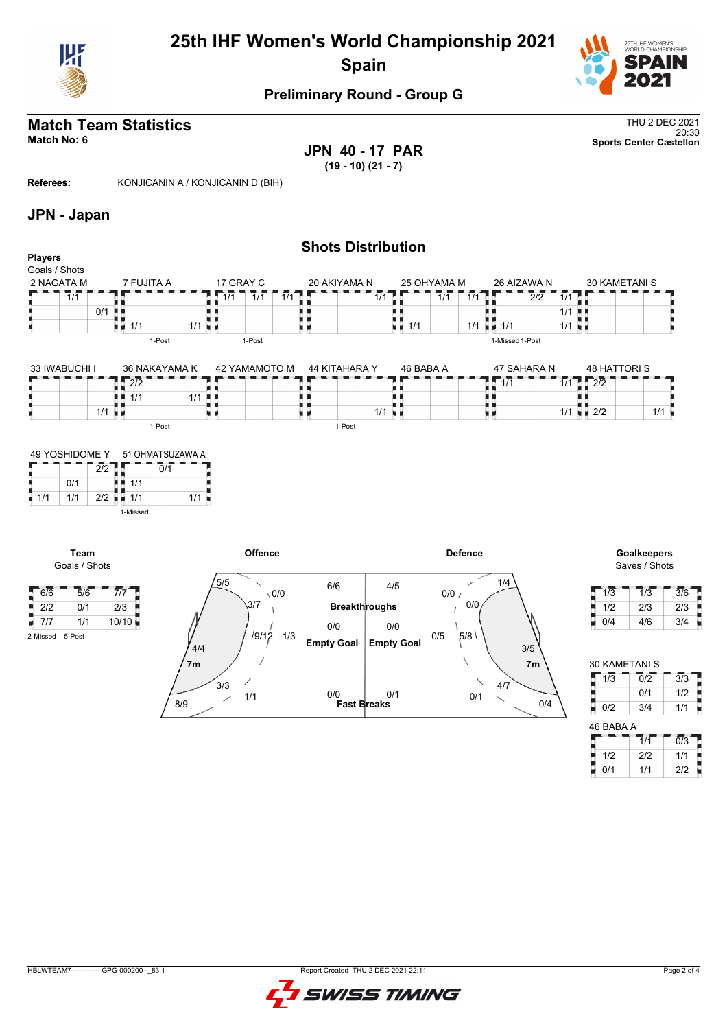# 25th IHF Women's World Championship 2021
## Spain

### Preliminary Round - Group G

## Match Team Statistics
**Match No: 6**

THU 2 DEC 2021
20:30
**Sports Center Castellon**

**JPN 40 - 17 PAR**
**(19 - 10) (21 - 7)**

**Referees:** KONJICANIN A / KONJICANIN D (BIH)

## JPN - Japan

### Shots Distribution

**Players**
Goals / Shots

**2 NAGATA M**

| | | |
|---|---|---|
| | 1/1 | |
| | | 0/1 |
| | | |

**7 FUJITA A**

| | | |
|---|---|---|
| | | |
| | | |
| 1/1 | | 1/1 |

1-Post

**17 GRAY C**

| | | |
|---|---|---|
| 1/1 | 1/1 | 1/1 |
| | | |
| | | |

1-Post

**20 AKIYAMA N**

| | | |
|---|---|---|
| | | 1/1 |
| | | |
| | | |

**25 OHYAMA M**

| | | |
|---|---|---|
| | 1/1 | 1/1 |
| | | |
| 1/1 | | 1/1 |

**26 AIZAWA N**

| | | |
|---|---|---|
| | | 2/2 |
| | | |
| 1/1 | | |

1-Missed 1-Post

**30 KAMETANI S**

| | | |
|---|---|---|
| 1/1 | | |
| 1/1 | | |
| 1/1 | | |

**33 IWABUCHI I**

| | | |
|---|---|---|
| | | |
| | | |
| | | 1/1 |

**36 NAKAYAMA K**

| | | |
|---|---|---|
| 2/2 | | |
| 1/1 | | 1/1 |
| | | |

1-Post

**42 YAMAMOTO M**

| | | |
|---|---|---|
| | | |
| | | |
| | | |

**44 KITAHARA Y**

| | | |
|---|---|---|
| | | |
| | | |
| | | 1/1 |

1-Post

**46 BABA A**

| | | |
|---|---|---|
| | | |
| | | |
| | | |

**47 SAHARA N**

| | | |
|---|---|---|
| 1/1 | | 1/1 |
| | | |
| | | 1/1 |

**48 HATTORI S**

| | | |
|---|---|---|
| 2/2 | | |
| | | |
| 2/2 | | 1/1 |

**49 YOSHIDOME Y**

| | | |
|---|---|---|
| | | 2/2 |
| | 0/1 | |
| 1/1 | 1/1 | 2/2 |

**51 OHMATSUZAWA A**

| | | |
|---|---|---|
| | 0/1 | |
| 1/1 | | |
| 1/1 | | 1/1 |

1-Missed

**Team**
Goals / Shots

| | | |
|---|---|---|
| 6/6 | 5/6 | 7/7 |
| 2/2 | 0/1 | 2/3 |
| 7/7 | 1/1 | 10/10 |

2-Missed 5-Post

**Offence**

| Zone | Goals / Shots |
|---|---|
| Left wing (top) | 5/5 |
| Left back | 0/0 |
| | 3/7 |
| Centre | 9/12 |
| | 1/3 |
| Left 6m | 4/4 |
| 7m | 3/3 |
| | 1/1 |
| Bottom left | 8/9 |
| Breakthroughs | 6/6 |
| Empty Goal | 0/0 |
| Fast Breaks | 0/0 |

**Defence**

| Zone | Goals / Shots |
|---|---|
| Breakthroughs | 4/5 |
| Empty Goal | 0/0 |
| Fast Breaks | 0/1 |
| | 0/0 |
| | 1/4 |
| | 0/0 |
| | 0/5 |
| | 5/8 |
| | 3/5 |
| 7m | 4/7 |
| | 0/1 |
| | 0/4 |

**Goalkeepers**
Saves / Shots

| | | |
|---|---|---|
| 1/3 | 1/3 | 3/6 |
| 1/2 | 2/3 | 2/3 |
| 0/4 | 4/6 | 3/4 |

**30 KAMETANI S**

| | | |
|---|---|---|
| 1/3 | 0/2 | 3/3 |
| | 0/1 | 1/2 |
| 0/2 | 3/4 | 1/1 |

**46 BABA A**

| | | |
|---|---|---|
| | 1/1 | 0/3 |
| 1/2 | 2/2 | 1/1 |
| 0/1 | 1/1 | 2/2 |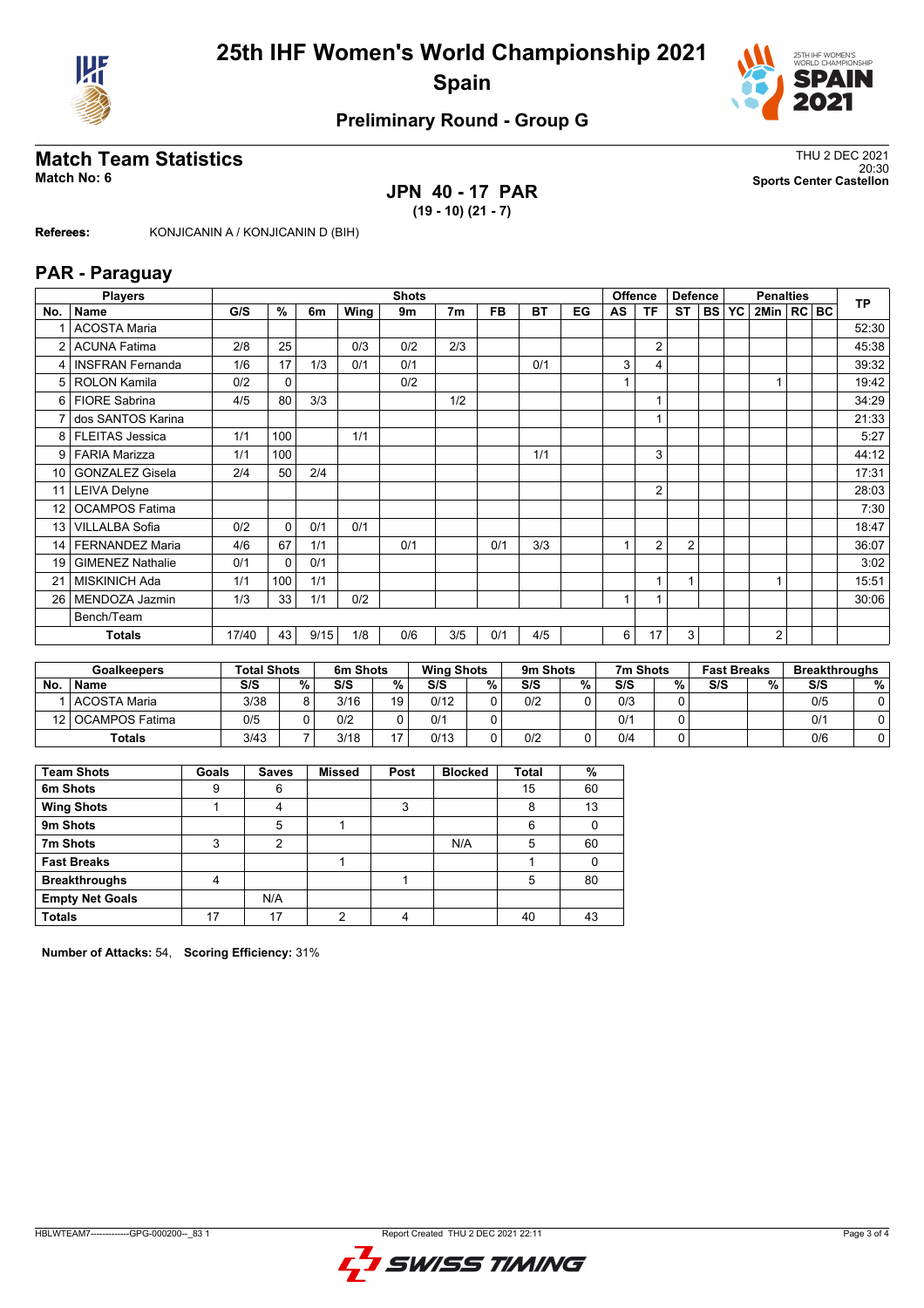# 25th IHF Women's World Championship 2021

## Spain

### Preliminary Round - Group G

## Match Team Statistics

**Match No: 6**

THU 2 DEC 2021
20:30
**Sports Center Castellon**

**JPN 40 - 17 PAR**
**(19 - 10) (21 - 7)**

**Referees:** KONJICANIN A / KONJICANIN D (BIH)

## PAR - Paraguay

| No. | Name | G/S | % | 6m | Wing | 9m | 7m | FB | BT | EG | AS | TF | ST | BS | YC | 2Min | RC | BC | TP |
|---|---|---|---|---|---|---|---|---|---|---|---|---|---|---|---|---|---|---|---|
| 1 | ACOSTA Maria | | | | | | | | | | | | | | | | | | 52:30 |
| 2 | ACUNA Fatima | 2/8 | 25 | | 0/3 | 0/2 | 2/3 | | | | | 2 | | | | | | | 45:38 |
| 4 | INSFRAN Fernanda | 1/6 | 17 | 1/3 | 0/1 | 0/1 | | | 0/1 | | 3 | 4 | | | | | | | 39:32 |
| 5 | ROLON Kamila | 0/2 | 0 | | | 0/2 | | | | | 1 | | | | | 1 | | | 19:42 |
| 6 | FIORE Sabrina | 4/5 | 80 | 3/3 | | | 1/2 | | | | | 1 | | | | | | | 34:29 |
| 7 | dos SANTOS Karina | | | | | | | | | | | 1 | | | | | | | 21:33 |
| 8 | FLEITAS Jessica | 1/1 | 100 | | 1/1 | | | | | | | | | | | | | | 5:27 |
| 9 | FARIA Marizza | 1/1 | 100 | | | | | | 1/1 | | | 3 | | | | | | | 44:12 |
| 10 | GONZALEZ Gisela | 2/4 | 50 | 2/4 | | | | | | | | | | | | | | | 17:31 |
| 11 | LEIVA Delyne | | | | | | | | | | | 2 | | | | | | | 28:03 |
| 12 | OCAMPOS Fatima | | | | | | | | | | | | | | | | | | 7:30 |
| 13 | VILLALBA Sofia | 0/2 | 0 | 0/1 | 0/1 | | | | | | | | | | | | | | 18:47 |
| 14 | FERNANDEZ Maria | 4/6 | 67 | 1/1 | | 0/1 | | 0/1 | 3/3 | | 1 | 2 | 2 | | | | | | 36:07 |
| 19 | GIMENEZ Nathalie | 0/1 | 0 | 0/1 | | | | | | | | | | | | | | | 3:02 |
| 21 | MISKINICH Ada | 1/1 | 100 | 1/1 | | | | | | | | 1 | 1 | | | 1 | | | 15:51 |
| 26 | MENDOZA Jazmin | 1/3 | 33 | 1/1 | 0/2 | | | | | | 1 | 1 | | | | | | | 30:06 |
| | Bench/Team | | | | | | | | | | | | | | | | | | |
| | **Totals** | 17/40 | 43 | 9/15 | 1/8 | 0/6 | 3/5 | 0/1 | 4/5 | | 6 | 17 | 3 | | | 2 | | | |

| No. | Goalkeepers | Total Shots S/S | % | 6m Shots S/S | % | Wing Shots S/S | % | 9m Shots S/S | % | 7m Shots S/S | % | Fast Breaks S/S | % | Breakthroughs S/S | % |
|---|---|---|---|---|---|---|---|---|---|---|---|---|---|---|---|
| 1 | ACOSTA Maria | 3/38 | 8 | 3/16 | 19 | 0/12 | 0 | 0/2 | 0 | 0/3 | 0 | | | 0/5 | 0 |
| 12 | OCAMPOS Fatima | 0/5 | 0 | 0/2 | 0 | 0/1 | 0 | | | 0/1 | 0 | | | 0/1 | 0 |
| | **Totals** | 3/43 | 7 | 3/18 | 17 | 0/13 | 0 | 0/2 | 0 | 0/4 | 0 | | | 0/6 | 0 |

| Team Shots | Goals | Saves | Missed | Post | Blocked | Total | % |
|---|---|---|---|---|---|---|---|
| 6m Shots | 9 | 6 | | | | 15 | 60 |
| Wing Shots | 1 | 4 | | 3 | | 8 | 13 |
| 9m Shots | | 5 | 1 | | | 6 | 0 |
| 7m Shots | 3 | 2 | | | N/A | 5 | 60 |
| Fast Breaks | | | 1 | | | 1 | 0 |
| Breakthroughs | 4 | | | 1 | | 5 | 80 |
| Empty Net Goals | | N/A | | | | | |
| **Totals** | 17 | 17 | 2 | 4 | | 40 | 43 |

**Number of Attacks:** 54, **Scoring Efficiency:** 31%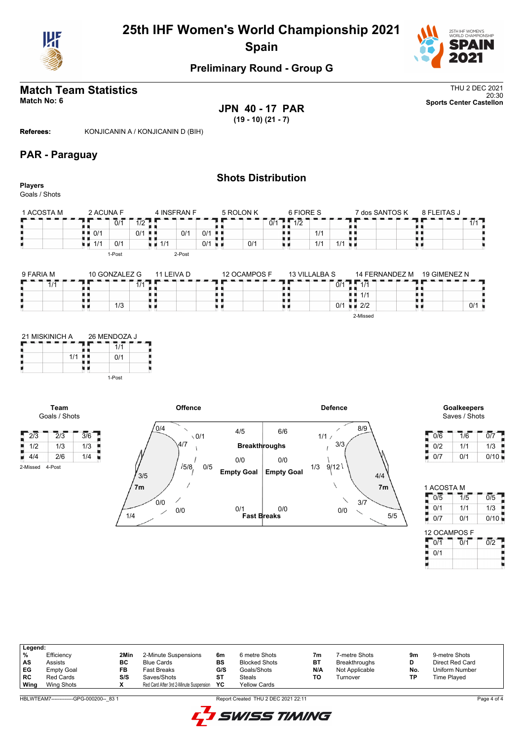# 25th IHF Women's World Championship 2021

## Spain

### Preliminary Round - Group G

## Match Team Statistics

**Match No: 6**

THU 2 DEC 2021
20:30
**Sports Center Castellon**

**JPN 40 - 17 PAR**
**(19 - 10) (21 - 7)**

**Referees:** KONJICANIN A / KONJICANIN D (BIH)

## PAR - Paraguay

### Shots Distribution

**Players**
Goals / Shots

1 ACOSTA M

2 ACUNA F
0/1 1/2
0/1 0/1
1/1 0/1
1-Post

4 INSFRAN F
0/1 0/1
1/1 0/1
2-Post

5 ROLON K
0/1
0/1

6 FIORE S
1/2
1/1
1/1 1/1

7 dos SANTOS K

8 FLEITAS J
1/1

9 FARIA M
1/1

10 GONZALEZ G
1/1
1/3

11 LEIVA D

12 OCAMPOS F

13 VILLALBA S
0/1
0/1

14 FERNANDEZ M
1/1
1/1
2/2
2-Missed

19 GIMENEZ N
0/1

21 MISKINICH A
1/1

26 MENDOZA J
1/1
0/1
1-Post

**Team**
Goals / Shots

| | | |
|---|---|---|
| 2/3 | 2/3 | 3/6 |
| 1/2 | 1/3 | 1/3 |
| 4/4 | 2/6 | 1/4 |

2-Missed 4-Post

**Offence**

0/4
0/1
4/7
5/8
0/5
3/5
7m
0/0
0/0
1/4

4/5 Breakthroughs 6/6
0/0 Empty Goal 0/0
0/1 Fast Breaks 0/0

**Defence**

1/1
8/9
3/3
1/3
9/12
4/4
7m
3/7
0/0
5/5

**Goalkeepers**
Saves / Shots

| | | |
|---|---|---|
| 0/6 | 1/6 | 0/7 |
| 0/2 | 1/1 | 1/3 |
| 0/7 | 0/1 | 0/10 |

1 ACOSTA M

| | | |
|---|---|---|
| 0/5 | 1/5 | 0/5 |
| 0/1 | 1/1 | 1/3 |
| 0/7 | 0/1 | 0/10 |

12 OCAMPOS F

| | | |
|---|---|---|
| 0/1 | 0/1 | 0/2 |
| 0/1 | | |
| | | |

| Legend: | | | | | | | | | |
|---|---|---|---|---|---|---|---|---|---|
| % | Efficiency | 2Min | 2-Minute Suspensions | 6m | 6 metre Shots | 7m | 7-metre Shots | 9m | 9-metre Shots |
| AS | Assists | BC | Blue Cards | BS | Blocked Shots | BT | Breakthroughs | D | Direct Red Card |
| EG | Empty Goal | FB | Fast Breaks | G/S | Goals/Shots | N/A | Not Applicable | No. | Uniform Number |
| RC | Red Cards | S/S | Saves/Shots | ST | Steals | TO | Turnover | TP | Time Played |
| Wing | Wing Shots | X | Red Card After 3rd 2-Minute Suspension | YC | Yellow Cards | | | | |

HBLWTEAM7--------------GPG-000200--_83 1 Report Created THU 2 DEC 2021 22:11